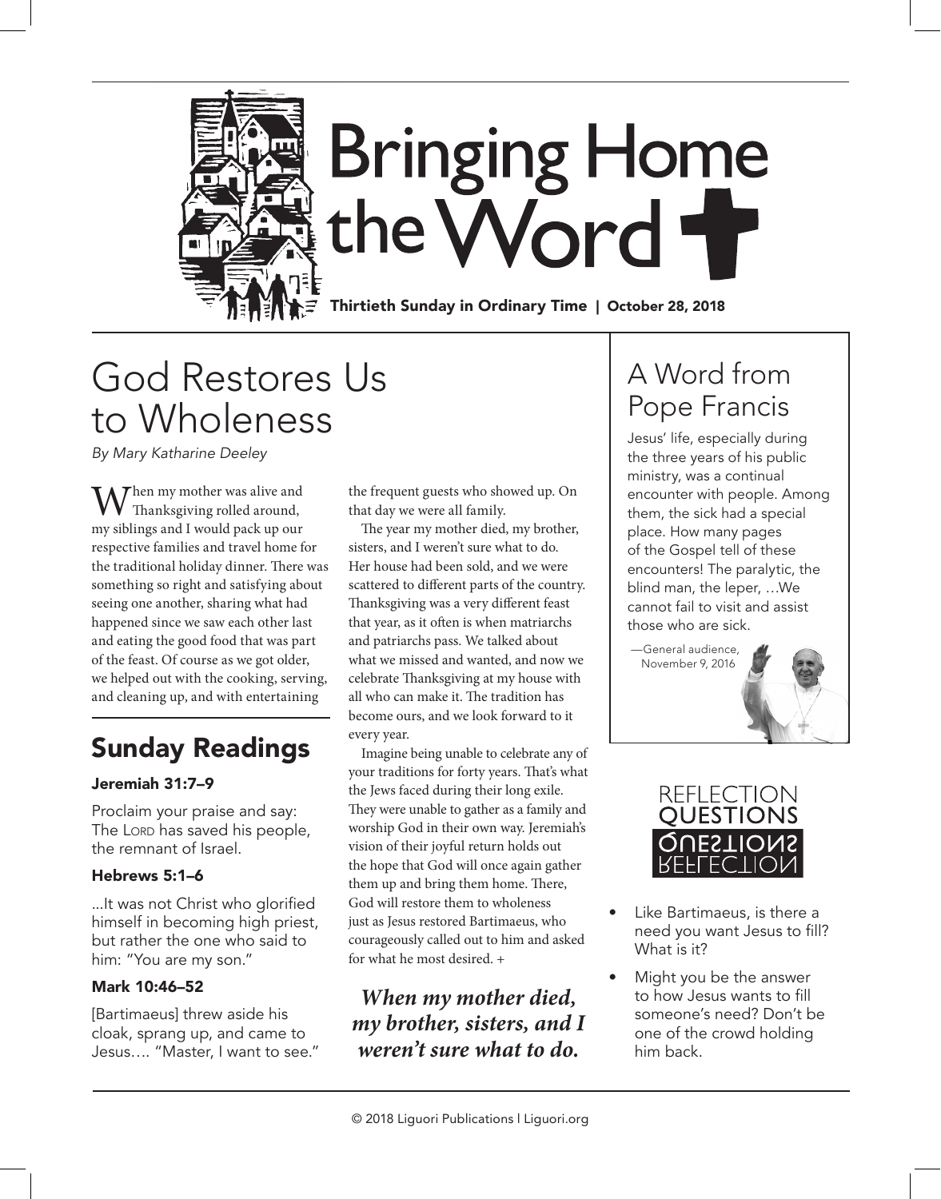# Bringing Home the Word

**Thirtieth Sunday in Ordinary Time | October 28, 2018**

## God Restores Us to Wholeness

*By Mary Katharine Deeley*

When my mother was alive and Thanksgiving rolled around, my siblings and I would pack up our respective families and travel home for the traditional holiday dinner. There was something so right and satisfying about seeing one another, sharing what had happened since we saw each other last and eating the good food that was part of the feast. Of course as we got older, we helped out with the cooking, serving, and cleaning up, and with entertaining the frequent guests who showed up. On that day we were all family.

The year my mother died, my brother, sisters, and I weren't sure what to do. Her house had been sold, and we were scattered to different parts of the country. Thanksgiving was a very different feast that year, as it often is when matriarchs and patriarchs pass. We talked about what we missed and wanted, and now we celebrate Thanksgiving at my house with all who can make it. The tradition has become ours, and we look forward to it every year.

Imagine being unable to celebrate any of your traditions for forty years. That's what the Jews faced during their long exile. They were unable to gather as a family and worship God in their own way. Jeremiah's vision of their joyful return holds out the hope that God will once again gather them up and bring them home. There, God will restore them to wholeness just as Jesus restored Bartimaeus, who courageously called out to him and asked for what he most desired. +

***When my mother died, my brother, sisters, and I weren't sure what to do.***

## Sunday Readings

### Jeremiah 31:7–9

Proclaim your praise and say: The Lord has saved his people, the remnant of Israel.

### Hebrews 5:1–6

...It was not Christ who glorified himself in becoming high priest, but rather the one who said to him: "You are my son."

### Mark 10:46–52

[Bartimaeus] threw aside his cloak, sprang up, and came to Jesus…. "Master, I want to see."

## A Word from Pope Francis

Jesus' life, especially during the three years of his public ministry, was a continual encounter with people. Among them, the sick had a special place. How many pages of the Gospel tell of these encounters! The paralytic, the blind man, the leper, …We cannot fail to visit and assist those who are sick.

—General audience, November 9, 2016

## Reflection Questions

- Like Bartimaeus, is there a need you want Jesus to fill? What is it?
- Might you be the answer to how Jesus wants to fill someone's need? Don't be one of the crowd holding him back.

© 2018 Liguori Publications | Liguori.org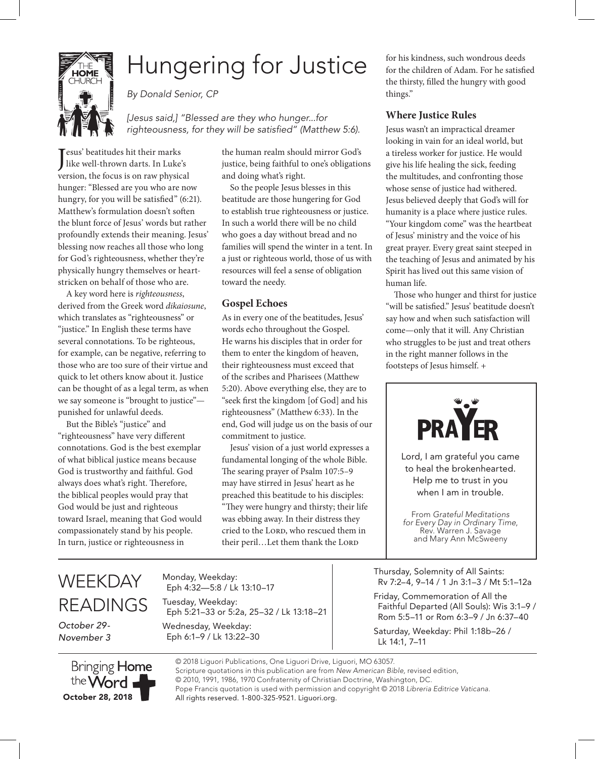# Hungering for Justice

*By Donald Senior, CP*

*[Jesus said,] "Blessed are they who hunger...for righteousness, for they will be satisfied" (Matthew 5:6).*

Jesus' beatitudes hit their marks like well-thrown darts. In Luke's version, the focus is on raw physical hunger: "Blessed are you who are now hungry, for you will be satisfied" (6:21). Matthew's formulation doesn't soften the blunt force of Jesus' words but rather profoundly extends their meaning. Jesus' blessing now reaches all those who long for God's righteousness, whether they're physically hungry themselves or heart-stricken on behalf of those who are.

A key word here is *righteousness*, derived from the Greek word *dikaiosune*, which translates as "righteousness" or "justice." In English these terms have several connotations. To be righteous, for example, can be negative, referring to those who are too sure of their virtue and quick to let others know about it. Justice can be thought of as a legal term, as when we say someone is "brought to justice"—punished for unlawful deeds.

But the Bible's "justice" and "righteousness" have very different connotations. God is the best exemplar of what biblical justice means because God is trustworthy and faithful. God always does what's right. Therefore, the biblical peoples would pray that God would be just and righteous toward Israel, meaning that God would compassionately stand by his people. In turn, justice or righteousness in the human realm should mirror God's justice, being faithful to one's obligations and doing what's right.

So the people Jesus blesses in this beatitude are those hungering for God to establish true righteousness or justice. In such a world there will be no child who goes a day without bread and no families will spend the winter in a tent. In a just or righteous world, those of us with resources will feel a sense of obligation toward the needy.

### Gospel Echoes

As in every one of the beatitudes, Jesus' words echo throughout the Gospel. He warns his disciples that in order for them to enter the kingdom of heaven, their righteousness must exceed that of the scribes and Pharisees (Matthew 5:20). Above everything else, they are to "seek first the kingdom [of God] and his righteousness" (Matthew 6:33). In the end, God will judge us on the basis of our commitment to justice.

Jesus' vision of a just world expresses a fundamental longing of the whole Bible. The searing prayer of Psalm 107:5–9 may have stirred in Jesus' heart as he preached this beatitude to his disciples: "They were hungry and thirsty; their life was ebbing away. In their distress they cried to the LORD, who rescued them in their peril…Let them thank the LORD for his kindness, such wondrous deeds for the children of Adam. For he satisfied the thirsty, filled the hungry with good things."

### Where Justice Rules

Jesus wasn't an impractical dreamer looking in vain for an ideal world, but a tireless worker for justice. He would give his life healing the sick, feeding the multitudes, and confronting those whose sense of justice had withered. Jesus believed deeply that God's will for humanity is a place where justice rules. "Your kingdom come" was the heartbeat of Jesus' ministry and the voice of his great prayer. Every great saint steeped in the teaching of Jesus and animated by his Spirit has lived out this same vision of human life.

Those who hunger and thirst for justice "will be satisfied." Jesus' beatitude doesn't say how and when such satisfaction will come—only that it will. Any Christian who struggles to be just and treat others in the right manner follows in the footsteps of Jesus himself. +

## PRAYER

Lord, I am grateful you came to heal the brokenhearted. Help me to trust in you when I am in trouble.

From *Grateful Meditations for Every Day in Ordinary Time,* Rev. Warren J. Savage and Mary Ann McSweeny

## WEEKDAY READINGS

*October 29-November 3*

Monday, Weekday: Eph 4:32—5:8 / Lk 13:10–17

Tuesday, Weekday: Eph 5:21–33 or 5:2a, 25–32 / Lk 13:18–21

Wednesday, Weekday: Eph 6:1–9 / Lk 13:22–30

Thursday, Solemnity of All Saints: Rv 7:2–4, 9–14 / 1 Jn 3:1–3 / Mt 5:1–12a

Friday, Commemoration of All the Faithful Departed (All Souls): Wis 3:1–9 / Rom 5:5–11 or Rom 6:3–9 / Jn 6:37–40

Saturday, Weekday: Phil 1:18b–26 / Lk 14:1, 7–11

Bringing Home the Word
October 28, 2018

© 2018 Liguori Publications, One Liguori Drive, Liguori, MO 63057.
Scripture quotations in this publication are from *New American Bible*, revised edition, © 2010, 1991, 1986, 1970 Confraternity of Christian Doctrine, Washington, DC.
Pope Francis quotation is used with permission and copyright © 2018 *Libreria Editrice Vaticana*.
All rights reserved. 1-800-325-9521. Liguori.org.